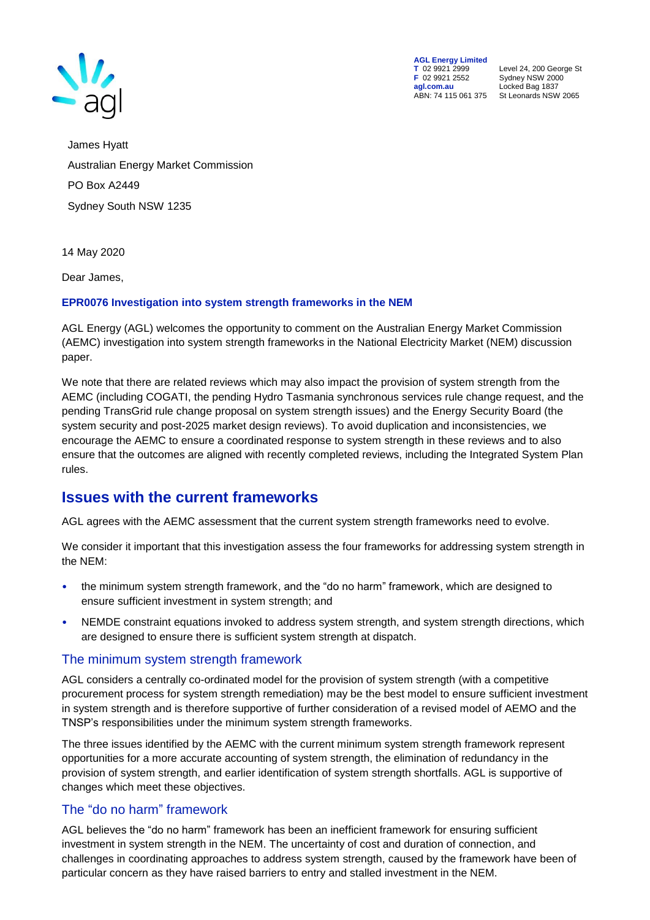AGL Energy Limited
T 02 9921 2999
F 02 9921 2552
agl.com.au
ABN: 74 115 061 375

Level 24, 200 George St
Sydney NSW 2000
Locked Bag 1837
St Leonards NSW 2065

James Hyatt
Australian Energy Market Commission
PO Box A2449
Sydney South NSW 1235

14 May 2020

Dear James,

**EPR0076 Investigation into system strength frameworks in the NEM**

AGL Energy (AGL) welcomes the opportunity to comment on the Australian Energy Market Commission (AEMC) investigation into system strength frameworks in the National Electricity Market (NEM) discussion paper.

We note that there are related reviews which may also impact the provision of system strength from the AEMC (including COGATI, the pending Hydro Tasmania synchronous services rule change request, and the pending TransGrid rule change proposal on system strength issues) and the Energy Security Board (the system security and post-2025 market design reviews). To avoid duplication and inconsistencies, we encourage the AEMC to ensure a coordinated response to system strength in these reviews and to also ensure that the outcomes are aligned with recently completed reviews, including the Integrated System Plan rules.

## Issues with the current frameworks

AGL agrees with the AEMC assessment that the current system strength frameworks need to evolve.

We consider it important that this investigation assess the four frameworks for addressing system strength in the NEM:

- the minimum system strength framework, and the "do no harm" framework, which are designed to ensure sufficient investment in system strength; and
- NEMDE constraint equations invoked to address system strength, and system strength directions, which are designed to ensure there is sufficient system strength at dispatch.

### The minimum system strength framework

AGL considers a centrally co-ordinated model for the provision of system strength (with a competitive procurement process for system strength remediation) may be the best model to ensure sufficient investment in system strength and is therefore supportive of further consideration of a revised model of AEMO and the TNSP's responsibilities under the minimum system strength frameworks.

The three issues identified by the AEMC with the current minimum system strength framework represent opportunities for a more accurate accounting of system strength, the elimination of redundancy in the provision of system strength, and earlier identification of system strength shortfalls. AGL is supportive of changes which meet these objectives.

### The "do no harm" framework

AGL believes the "do no harm" framework has been an inefficient framework for ensuring sufficient investment in system strength in the NEM. The uncertainty of cost and duration of connection, and challenges in coordinating approaches to address system strength, caused by the framework have been of particular concern as they have raised barriers to entry and stalled investment in the NEM.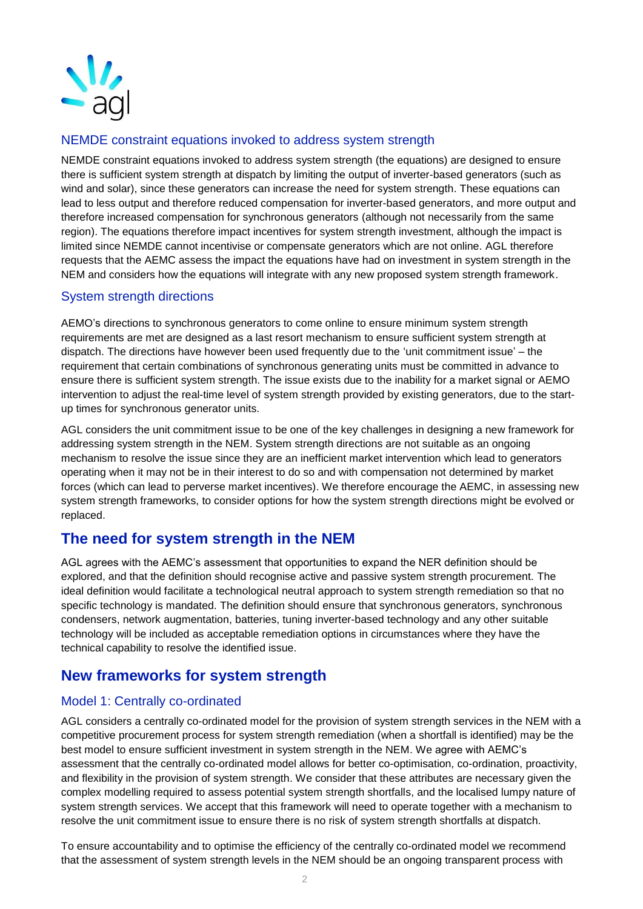### NEMDE constraint equations invoked to address system strength

NEMDE constraint equations invoked to address system strength (the equations) are designed to ensure there is sufficient system strength at dispatch by limiting the output of inverter-based generators (such as wind and solar), since these generators can increase the need for system strength. These equations can lead to less output and therefore reduced compensation for inverter-based generators, and more output and therefore increased compensation for synchronous generators (although not necessarily from the same region). The equations therefore impact incentives for system strength investment, although the impact is limited since NEMDE cannot incentivise or compensate generators which are not online. AGL therefore requests that the AEMC assess the impact the equations have had on investment in system strength in the NEM and considers how the equations will integrate with any new proposed system strength framework.

### System strength directions

AEMO's directions to synchronous generators to come online to ensure minimum system strength requirements are met are designed as a last resort mechanism to ensure sufficient system strength at dispatch. The directions have however been used frequently due to the 'unit commitment issue' – the requirement that certain combinations of synchronous generating units must be committed in advance to ensure there is sufficient system strength. The issue exists due to the inability for a market signal or AEMO intervention to adjust the real-time level of system strength provided by existing generators, due to the start-up times for synchronous generator units.

AGL considers the unit commitment issue to be one of the key challenges in designing a new framework for addressing system strength in the NEM. System strength directions are not suitable as an ongoing mechanism to resolve the issue since they are an inefficient market intervention which lead to generators operating when it may not be in their interest to do so and with compensation not determined by market forces (which can lead to perverse market incentives). We therefore encourage the AEMC, in assessing new system strength frameworks, to consider options for how the system strength directions might be evolved or replaced.

## The need for system strength in the NEM

AGL agrees with the AEMC's assessment that opportunities to expand the NER definition should be explored, and that the definition should recognise active and passive system strength procurement. The ideal definition would facilitate a technological neutral approach to system strength remediation so that no specific technology is mandated. The definition should ensure that synchronous generators, synchronous condensers, network augmentation, batteries, tuning inverter-based technology and any other suitable technology will be included as acceptable remediation options in circumstances where they have the technical capability to resolve the identified issue.

## New frameworks for system strength

### Model 1: Centrally co-ordinated

AGL considers a centrally co-ordinated model for the provision of system strength services in the NEM with a competitive procurement process for system strength remediation (when a shortfall is identified) may be the best model to ensure sufficient investment in system strength in the NEM. We agree with AEMC's assessment that the centrally co-ordinated model allows for better co-optimisation, co-ordination, proactivity, and flexibility in the provision of system strength. We consider that these attributes are necessary given the complex modelling required to assess potential system strength shortfalls, and the localised lumpy nature of system strength services. We accept that this framework will need to operate together with a mechanism to resolve the unit commitment issue to ensure there is no risk of system strength shortfalls at dispatch.

To ensure accountability and to optimise the efficiency of the centrally co-ordinated model we recommend that the assessment of system strength levels in the NEM should be an ongoing transparent process with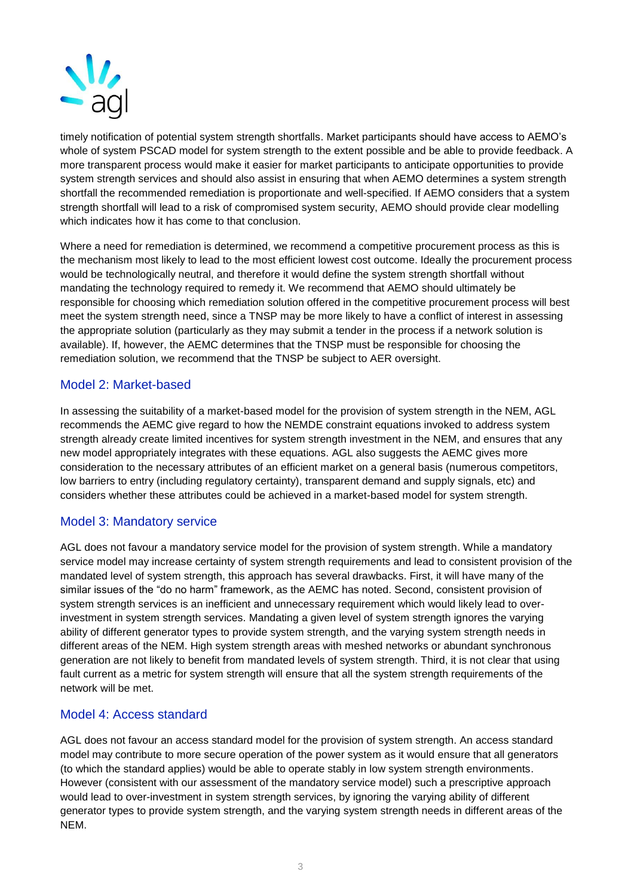timely notification of potential system strength shortfalls. Market participants should have access to AEMO's whole of system PSCAD model for system strength to the extent possible and be able to provide feedback. A more transparent process would make it easier for market participants to anticipate opportunities to provide system strength services and should also assist in ensuring that when AEMO determines a system strength shortfall the recommended remediation is proportionate and well-specified. If AEMO considers that a system strength shortfall will lead to a risk of compromised system security, AEMO should provide clear modelling which indicates how it has come to that conclusion.

Where a need for remediation is determined, we recommend a competitive procurement process as this is the mechanism most likely to lead to the most efficient lowest cost outcome. Ideally the procurement process would be technologically neutral, and therefore it would define the system strength shortfall without mandating the technology required to remedy it. We recommend that AEMO should ultimately be responsible for choosing which remediation solution offered in the competitive procurement process will best meet the system strength need, since a TNSP may be more likely to have a conflict of interest in assessing the appropriate solution (particularly as they may submit a tender in the process if a network solution is available). If, however, the AEMC determines that the TNSP must be responsible for choosing the remediation solution, we recommend that the TNSP be subject to AER oversight.

## Model 2: Market-based

In assessing the suitability of a market-based model for the provision of system strength in the NEM, AGL recommends the AEMC give regard to how the NEMDE constraint equations invoked to address system strength already create limited incentives for system strength investment in the NEM, and ensures that any new model appropriately integrates with these equations. AGL also suggests the AEMC gives more consideration to the necessary attributes of an efficient market on a general basis (numerous competitors, low barriers to entry (including regulatory certainty), transparent demand and supply signals, etc) and considers whether these attributes could be achieved in a market-based model for system strength.

## Model 3: Mandatory service

AGL does not favour a mandatory service model for the provision of system strength. While a mandatory service model may increase certainty of system strength requirements and lead to consistent provision of the mandated level of system strength, this approach has several drawbacks. First, it will have many of the similar issues of the "do no harm" framework, as the AEMC has noted. Second, consistent provision of system strength services is an inefficient and unnecessary requirement which would likely lead to over-investment in system strength services. Mandating a given level of system strength ignores the varying ability of different generator types to provide system strength, and the varying system strength needs in different areas of the NEM. High system strength areas with meshed networks or abundant synchronous generation are not likely to benefit from mandated levels of system strength. Third, it is not clear that using fault current as a metric for system strength will ensure that all the system strength requirements of the network will be met.

## Model 4: Access standard

AGL does not favour an access standard model for the provision of system strength. An access standard model may contribute to more secure operation of the power system as it would ensure that all generators (to which the standard applies) would be able to operate stably in low system strength environments. However (consistent with our assessment of the mandatory service model) such a prescriptive approach would lead to over-investment in system strength services, by ignoring the varying ability of different generator types to provide system strength, and the varying system strength needs in different areas of the NEM.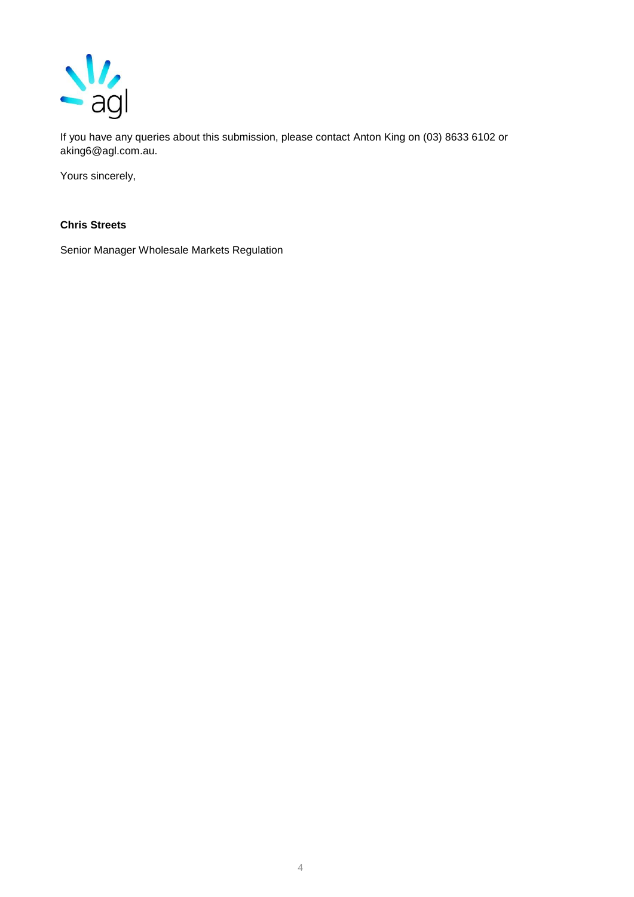If you have any queries about this submission, please contact Anton King on (03) 8633 6102 or aking6@agl.com.au.

Yours sincerely,

**Chris Streets**

Senior Manager Wholesale Markets Regulation